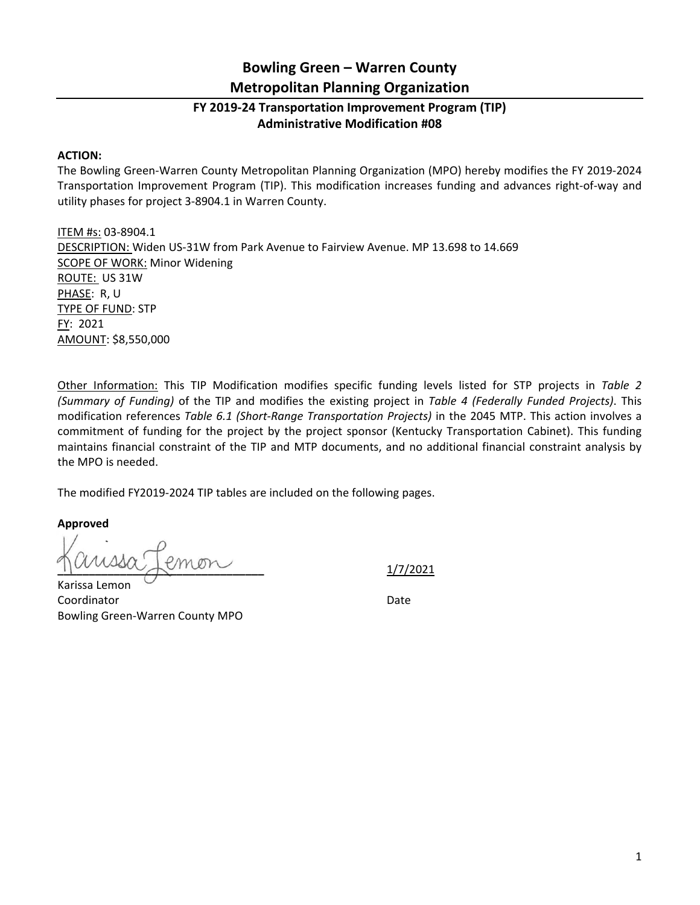# Bowling Green – Warren County Metropolitan Planning Organization

## FY 2019-24 Transportation Improvement Program (TIP) Administrative Modification #08

**ACTION:**

The Bowling Green-Warren County Metropolitan Planning Organization (MPO) hereby modifies the FY 2019-2024 Transportation Improvement Program (TIP). This modification increases funding and advances right-of-way and utility phases for project 3-8904.1 in Warren County.

ITEM #s: 03-8904.1
DESCRIPTION: Widen US-31W from Park Avenue to Fairview Avenue. MP 13.698 to 14.669
SCOPE OF WORK: Minor Widening
ROUTE: US 31W
PHASE: R, U
TYPE OF FUND: STP
FY: 2021
AMOUNT: $8,550,000

Other Information: This TIP Modification modifies specific funding levels listed for STP projects in *Table 2 (Summary of Funding)* of the TIP and modifies the existing project in *Table 4 (Federally Funded Projects)*. This modification references *Table 6.1 (Short-Range Transportation Projects)* in the 2045 MTP. This action involves a commitment of funding for the project by the project sponsor (Kentucky Transportation Cabinet). This funding maintains financial constraint of the TIP and MTP documents, and no additional financial constraint analysis by the MPO is needed.

The modified FY2019-2024 TIP tables are included on the following pages.

**Approved**

Karissa Lemon
Coordinator
Bowling Green-Warren County MPO

1/7/2021
Date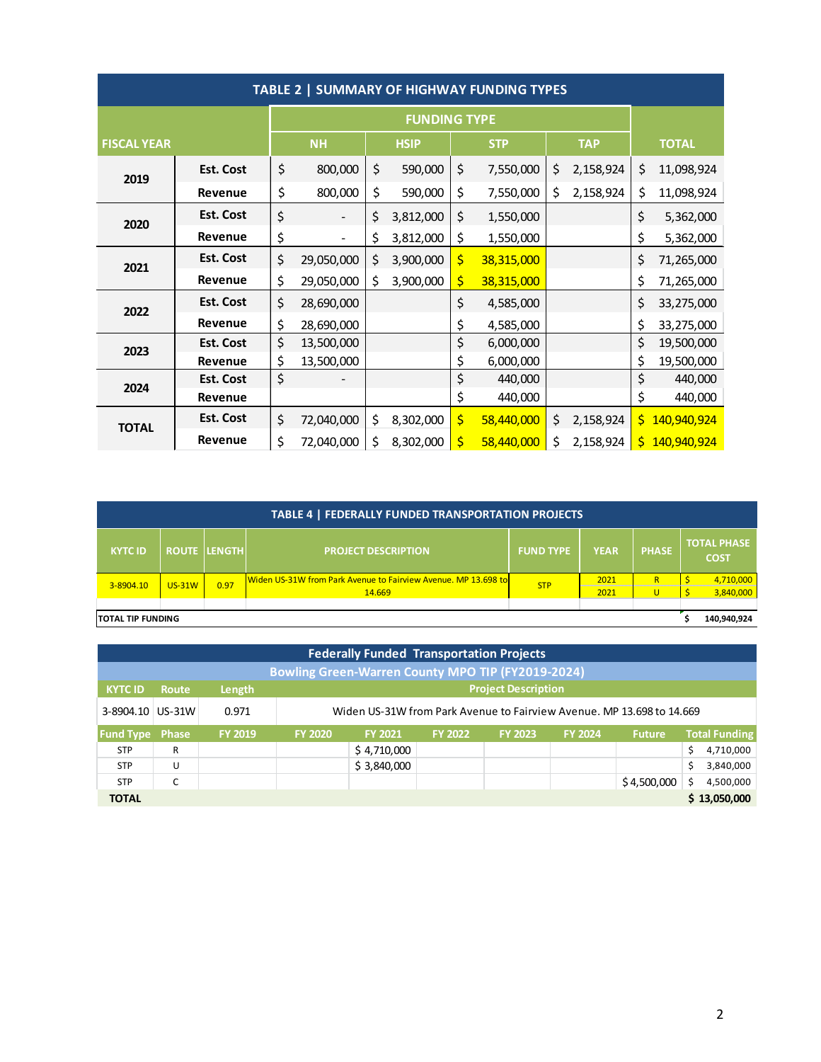## TABLE 2 | SUMMARY OF HIGHWAY FUNDING TYPES

| FISCAL YEAR | | NH | HSIP | STP | TAP | TOTAL |
|---|---|---|---|---|---|---|
| | | FUNDING TYPE | | | | |
| 2019 | Est. Cost | $ 800,000 | $ 590,000 | $ 7,550,000 | $ 2,158,924 | $ 11,098,924 |
| | Revenue | $ 800,000 | $ 590,000 | $ 7,550,000 | $ 2,158,924 | $ 11,098,924 |
| 2020 | Est. Cost | $ - | $ 3,812,000 | $ 1,550,000 | | $ 5,362,000 |
| | Revenue | $ - | $ 3,812,000 | $ 1,550,000 | | $ 5,362,000 |
| 2021 | Est. Cost | $ 29,050,000 | $ 3,900,000 | $ 38,315,000 | | $ 71,265,000 |
| | Revenue | $ 29,050,000 | $ 3,900,000 | $ 38,315,000 | | $ 71,265,000 |
| 2022 | Est. Cost | $ 28,690,000 | | $ 4,585,000 | | $ 33,275,000 |
| | Revenue | $ 28,690,000 | | $ 4,585,000 | | $ 33,275,000 |
| 2023 | Est. Cost | $ 13,500,000 | | $ 6,000,000 | | $ 19,500,000 |
| | Revenue | $ 13,500,000 | | $ 6,000,000 | | $ 19,500,000 |
| 2024 | Est. Cost | $ - | | $ 440,000 | | $ 440,000 |
| | Revenue | | | $ 440,000 | | $ 440,000 |
| TOTAL | Est. Cost | $ 72,040,000 | $ 8,302,000 | $ 58,440,000 | $ 2,158,924 | $ 140,940,924 |
| | Revenue | $ 72,040,000 | $ 8,302,000 | $ 58,440,000 | $ 2,158,924 | $ 140,940,924 |

## TABLE 4 | FEDERALLY FUNDED TRANSPORTATION PROJECTS

| KYTC ID | ROUTE | LENGTH | PROJECT DESCRIPTION | FUND TYPE | YEAR | PHASE | TOTAL PHASE COST |
|---|---|---|---|---|---|---|---|
| 3-8904.10 | US-31W | 0.97 | Widen US-31W from Park Avenue to Fairview Avenue. MP 13.698 to 14.669 | STP | 2021 | R | $ 4,710,000 |
| | | | | | 2021 | U | $ 3,840,000 |
| TOTAL TIP FUNDING | | | | | | | $ 140,940,924 |

## Federally Funded Transportation Projects

### Bowling Green-Warren County MPO TIP (FY2019-2024)

| KYTC ID | Route | Length | Project Description | | | | | | |
|---|---|---|---|---|---|---|---|---|---|
| 3-8904.10 | US-31W | 0.971 | Widen US-31W from Park Avenue to Fairview Avenue. MP 13.698 to 14.669 | | | | | | |
| **Fund Type** | **Phase** | **FY 2019** | **FY 2020** | **FY 2021** | **FY 2022** | **FY 2023** | **FY 2024** | **Future** | **Total Funding** |
| STP | R | | | $ 4,710,000 | | | | | $ 4,710,000 |
| STP | U | | | $ 3,840,000 | | | | | $ 3,840,000 |
| STP | C | | | | | | | $ 4,500,000 | $ 4,500,000 |
| **TOTAL** | | | | | | | | | **$ 13,050,000** |